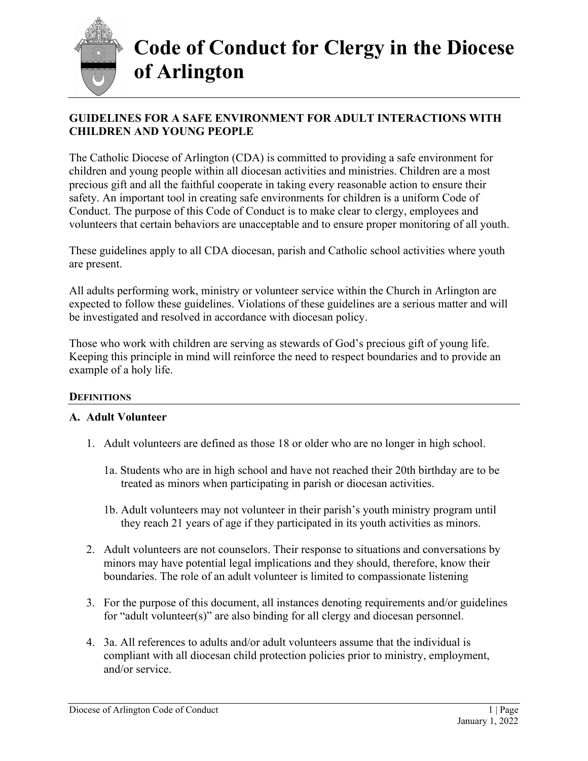# Code of Conduct for Clergy in the Diocese of Arlington

## GUIDELINES FOR A SAFE ENVIRONMENT FOR ADULT INTERACTIONS WITH CHILDREN AND YOUNG PEOPLE

The Catholic Diocese of Arlington (CDA) is committed to providing a safe environment for children and young people within all diocesan activities and ministries. Children are a most precious gift and all the faithful cooperate in taking every reasonable action to ensure their safety. An important tool in creating safe environments for children is a uniform Code of Conduct. The purpose of this Code of Conduct is to make clear to clergy, employees and volunteers that certain behaviors are unacceptable and to ensure proper monitoring of all youth.

These guidelines apply to all CDA diocesan, parish and Catholic school activities where youth are present.

All adults performing work, ministry or volunteer service within the Church in Arlington are expected to follow these guidelines. Violations of these guidelines are a serious matter and will be investigated and resolved in accordance with diocesan policy.

Those who work with children are serving as stewards of God's precious gift of young life. Keeping this principle in mind will reinforce the need to respect boundaries and to provide an example of a holy life.

## DEFINITIONS

### A. Adult Volunteer

1. Adult volunteers are defined as those 18 or older who are no longer in high school.

   1a. Students who are in high school and have not reached their 20th birthday are to be treated as minors when participating in parish or diocesan activities.

   1b. Adult volunteers may not volunteer in their parish's youth ministry program until they reach 21 years of age if they participated in its youth activities as minors.

2. Adult volunteers are not counselors. Their response to situations and conversations by minors may have potential legal implications and they should, therefore, know their boundaries. The role of an adult volunteer is limited to compassionate listening

3. For the purpose of this document, all instances denoting requirements and/or guidelines for "adult volunteer(s)" are also binding for all clergy and diocesan personnel.

4. 3a. All references to adults and/or adult volunteers assume that the individual is compliant with all diocesan child protection policies prior to ministry, employment, and/or service.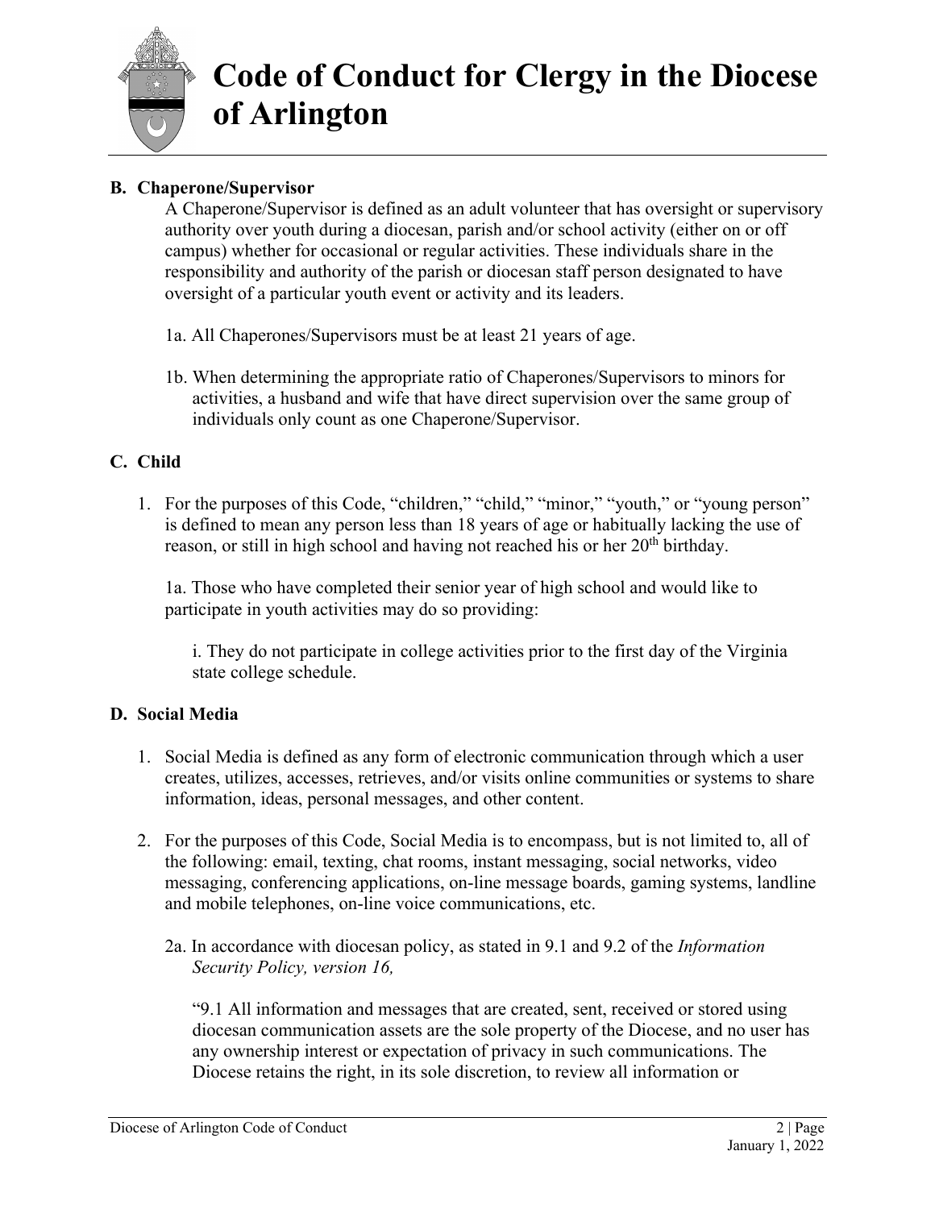**B. Chaperone/Supervisor**

A Chaperone/Supervisor is defined as an adult volunteer that has oversight or supervisory authority over youth during a diocesan, parish and/or school activity (either on or off campus) whether for occasional or regular activities. These individuals share in the responsibility and authority of the parish or diocesan staff person designated to have oversight of a particular youth event or activity and its leaders.

1a. All Chaperones/Supervisors must be at least 21 years of age.

1b. When determining the appropriate ratio of Chaperones/Supervisors to minors for activities, a husband and wife that have direct supervision over the same group of individuals only count as one Chaperone/Supervisor.

**C. Child**

1. For the purposes of this Code, "children," "child," "minor," "youth," or "young person" is defined to mean any person less than 18 years of age or habitually lacking the use of reason, or still in high school and having not reached his or her 20th birthday.

   1a. Those who have completed their senior year of high school and would like to participate in youth activities may do so providing:

   i. They do not participate in college activities prior to the first day of the Virginia state college schedule.

**D. Social Media**

1. Social Media is defined as any form of electronic communication through which a user creates, utilizes, accesses, retrieves, and/or visits online communities or systems to share information, ideas, personal messages, and other content.

2. For the purposes of this Code, Social Media is to encompass, but is not limited to, all of the following: email, texting, chat rooms, instant messaging, social networks, video messaging, conferencing applications, on-line message boards, gaming systems, landline and mobile telephones, on-line voice communications, etc.

   2a. In accordance with diocesan policy, as stated in 9.1 and 9.2 of the *Information Security Policy, version 16,*

   "9.1 All information and messages that are created, sent, received or stored using diocesan communication assets are the sole property of the Diocese, and no user has any ownership interest or expectation of privacy in such communications. The Diocese retains the right, in its sole discretion, to review all information or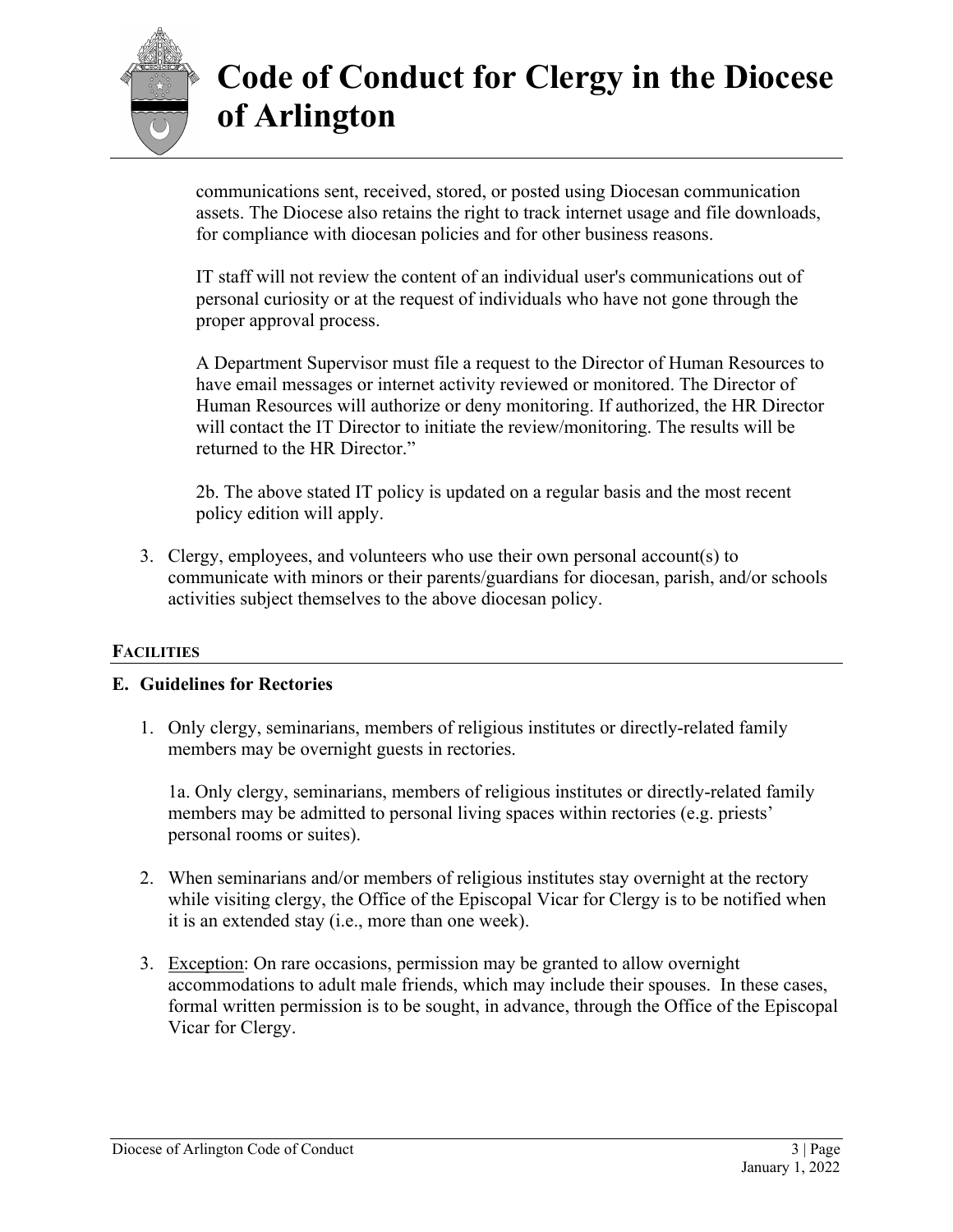communications sent, received, stored, or posted using Diocesan communication assets. The Diocese also retains the right to track internet usage and file downloads, for compliance with diocesan policies and for other business reasons.

IT staff will not review the content of an individual user's communications out of personal curiosity or at the request of individuals who have not gone through the proper approval process.

A Department Supervisor must file a request to the Director of Human Resources to have email messages or internet activity reviewed or monitored. The Director of Human Resources will authorize or deny monitoring. If authorized, the HR Director will contact the IT Director to initiate the review/monitoring. The results will be returned to the HR Director."

2b. The above stated IT policy is updated on a regular basis and the most recent policy edition will apply.

3. Clergy, employees, and volunteers who use their own personal account(s) to communicate with minors or their parents/guardians for diocesan, parish, and/or schools activities subject themselves to the above diocesan policy.

## FACILITIES

### E. Guidelines for Rectories

1. Only clergy, seminarians, members of religious institutes or directly-related family members may be overnight guests in rectories.

   1a. Only clergy, seminarians, members of religious institutes or directly-related family members may be admitted to personal living spaces within rectories (e.g. priests' personal rooms or suites).

2. When seminarians and/or members of religious institutes stay overnight at the rectory while visiting clergy, the Office of the Episcopal Vicar for Clergy is to be notified when it is an extended stay (i.e., more than one week).

3. Exception: On rare occasions, permission may be granted to allow overnight accommodations to adult male friends, which may include their spouses. In these cases, formal written permission is to be sought, in advance, through the Office of the Episcopal Vicar for Clergy.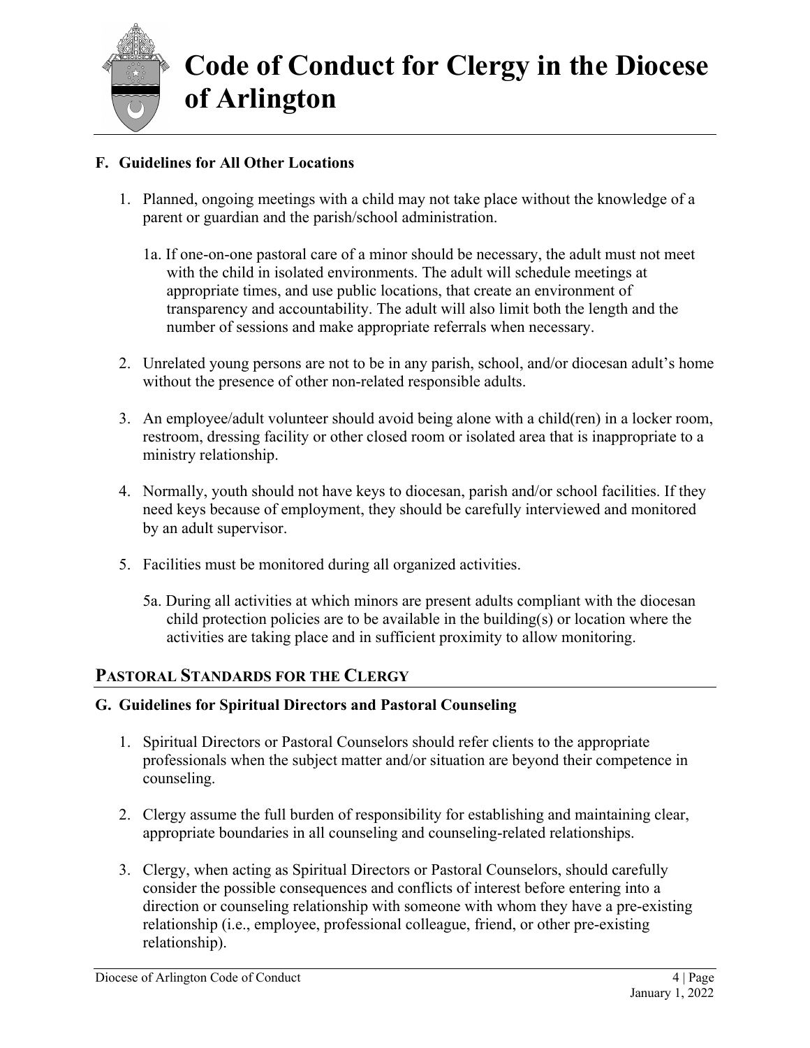### F. Guidelines for All Other Locations

1. Planned, ongoing meetings with a child may not take place without the knowledge of a parent or guardian and the parish/school administration.

   1a. If one-on-one pastoral care of a minor should be necessary, the adult must not meet with the child in isolated environments. The adult will schedule meetings at appropriate times, and use public locations, that create an environment of transparency and accountability. The adult will also limit both the length and the number of sessions and make appropriate referrals when necessary.

2. Unrelated young persons are not to be in any parish, school, and/or diocesan adult's home without the presence of other non-related responsible adults.

3. An employee/adult volunteer should avoid being alone with a child(ren) in a locker room, restroom, dressing facility or other closed room or isolated area that is inappropriate to a ministry relationship.

4. Normally, youth should not have keys to diocesan, parish and/or school facilities. If they need keys because of employment, they should be carefully interviewed and monitored by an adult supervisor.

5. Facilities must be monitored during all organized activities.

   5a. During all activities at which minors are present adults compliant with the diocesan child protection policies are to be available in the building(s) or location where the activities are taking place and in sufficient proximity to allow monitoring.

## PASTORAL STANDARDS FOR THE CLERGY

### G. Guidelines for Spiritual Directors and Pastoral Counseling

1. Spiritual Directors or Pastoral Counselors should refer clients to the appropriate professionals when the subject matter and/or situation are beyond their competence in counseling.

2. Clergy assume the full burden of responsibility for establishing and maintaining clear, appropriate boundaries in all counseling and counseling-related relationships.

3. Clergy, when acting as Spiritual Directors or Pastoral Counselors, should carefully consider the possible consequences and conflicts of interest before entering into a direction or counseling relationship with someone with whom they have a pre-existing relationship (i.e., employee, professional colleague, friend, or other pre-existing relationship).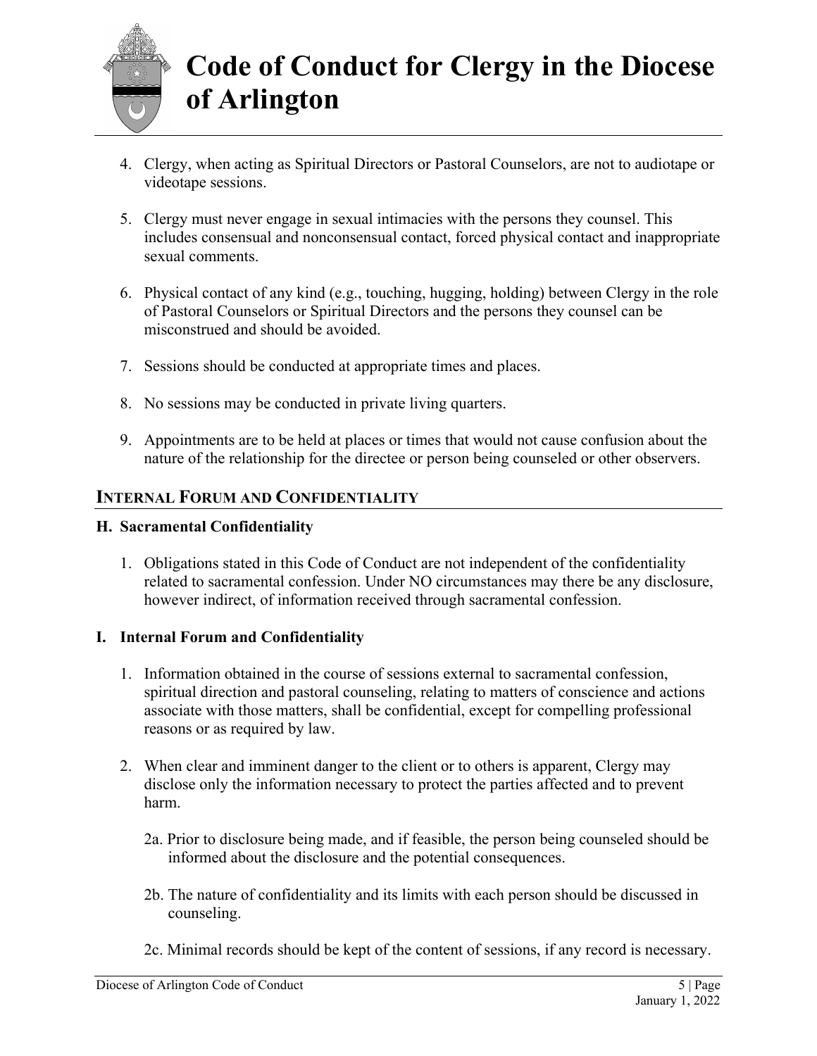4. Clergy, when acting as Spiritual Directors or Pastoral Counselors, are not to audiotape or videotape sessions.

5. Clergy must never engage in sexual intimacies with the persons they counsel. This includes consensual and nonconsensual contact, forced physical contact and inappropriate sexual comments.

6. Physical contact of any kind (e.g., touching, hugging, holding) between Clergy in the role of Pastoral Counselors or Spiritual Directors and the persons they counsel can be misconstrued and should be avoided.

7. Sessions should be conducted at appropriate times and places.

8. No sessions may be conducted in private living quarters.

9. Appointments are to be held at places or times that would not cause confusion about the nature of the relationship for the directee or person being counseled or other observers.

## INTERNAL FORUM AND CONFIDENTIALITY

### H. Sacramental Confidentiality

1. Obligations stated in this Code of Conduct are not independent of the confidentiality related to sacramental confession. Under NO circumstances may there be any disclosure, however indirect, of information received through sacramental confession.

### I. Internal Forum and Confidentiality

1. Information obtained in the course of sessions external to sacramental confession, spiritual direction and pastoral counseling, relating to matters of conscience and actions associate with those matters, shall be confidential, except for compelling professional reasons or as required by law.

2. When clear and imminent danger to the client or to others is apparent, Clergy may disclose only the information necessary to protect the parties affected and to prevent harm.

   2a. Prior to disclosure being made, and if feasible, the person being counseled should be informed about the disclosure and the potential consequences.

   2b. The nature of confidentiality and its limits with each person should be discussed in counseling.

   2c. Minimal records should be kept of the content of sessions, if any record is necessary.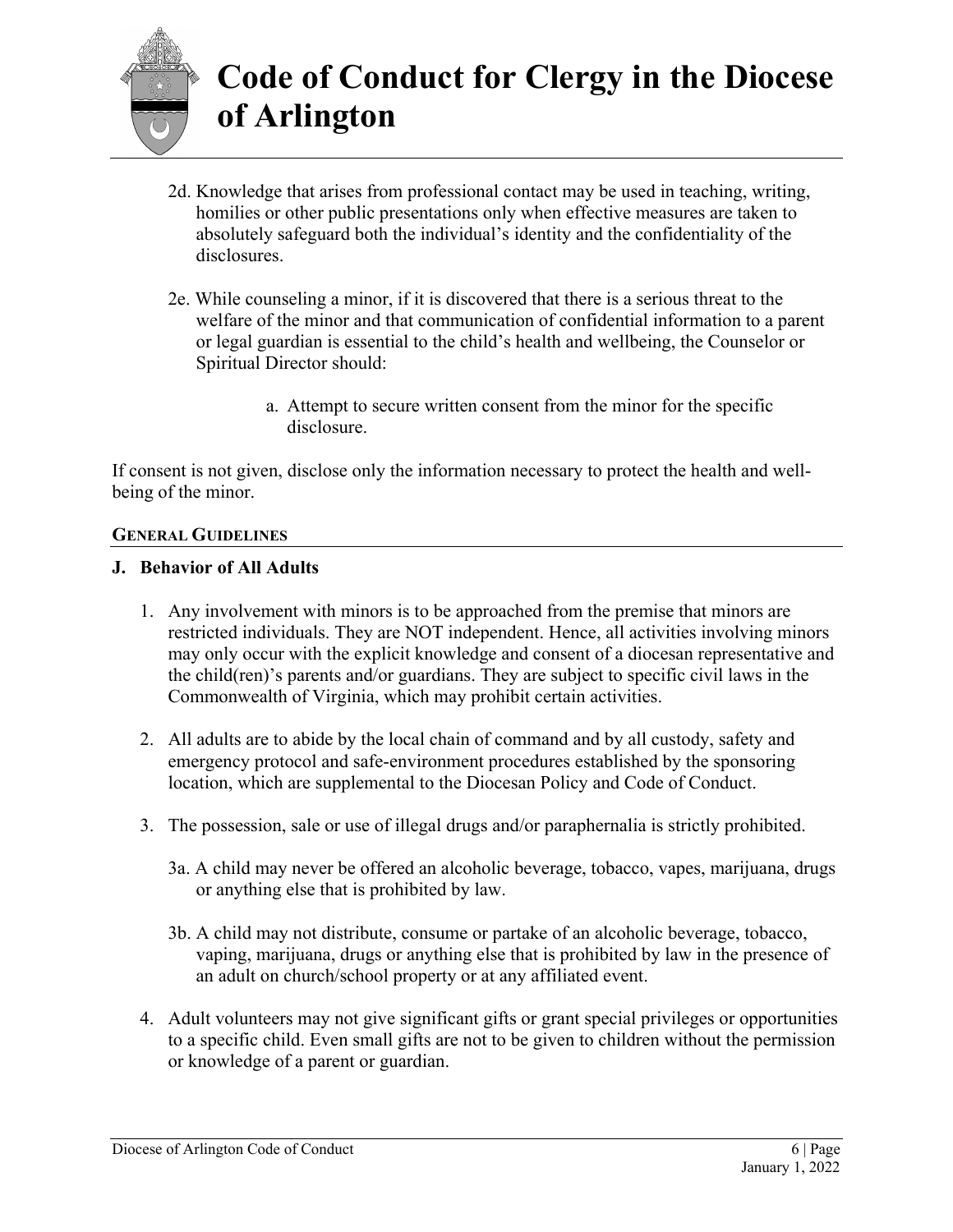2d. Knowledge that arises from professional contact may be used in teaching, writing, homilies or other public presentations only when effective measures are taken to absolutely safeguard both the individual's identity and the confidentiality of the disclosures.

2e. While counseling a minor, if it is discovered that there is a serious threat to the welfare of the minor and that communication of confidential information to a parent or legal guardian is essential to the child's health and wellbeing, the Counselor or Spiritual Director should:

a. Attempt to secure written consent from the minor for the specific disclosure.

If consent is not given, disclose only the information necessary to protect the health and well-being of the minor.

**GENERAL GUIDELINES**

**J. Behavior of All Adults**

1. Any involvement with minors is to be approached from the premise that minors are restricted individuals. They are NOT independent. Hence, all activities involving minors may only occur with the explicit knowledge and consent of a diocesan representative and the child(ren)'s parents and/or guardians. They are subject to specific civil laws in the Commonwealth of Virginia, which may prohibit certain activities.

2. All adults are to abide by the local chain of command and by all custody, safety and emergency protocol and safe-environment procedures established by the sponsoring location, which are supplemental to the Diocesan Policy and Code of Conduct.

3. The possession, sale or use of illegal drugs and/or paraphernalia is strictly prohibited.

   3a. A child may never be offered an alcoholic beverage, tobacco, vapes, marijuana, drugs or anything else that is prohibited by law.

   3b. A child may not distribute, consume or partake of an alcoholic beverage, tobacco, vaping, marijuana, drugs or anything else that is prohibited by law in the presence of an adult on church/school property or at any affiliated event.

4. Adult volunteers may not give significant gifts or grant special privileges or opportunities to a specific child. Even small gifts are not to be given to children without the permission or knowledge of a parent or guardian.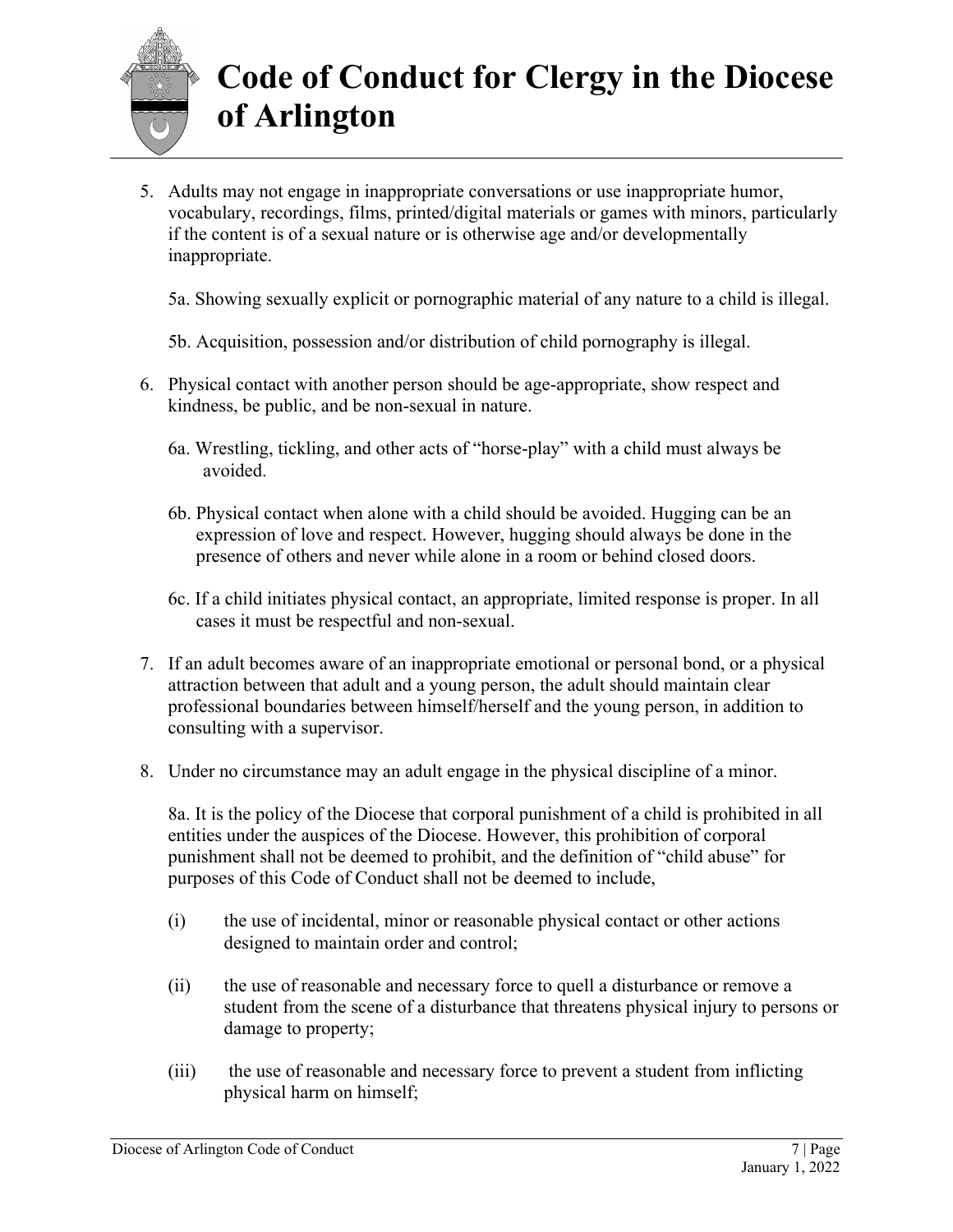5. Adults may not engage in inappropriate conversations or use inappropriate humor, vocabulary, recordings, films, printed/digital materials or games with minors, particularly if the content is of a sexual nature or is otherwise age and/or developmentally inappropriate.

   5a. Showing sexually explicit or pornographic material of any nature to a child is illegal.

   5b. Acquisition, possession and/or distribution of child pornography is illegal.

6. Physical contact with another person should be age-appropriate, show respect and kindness, be public, and be non-sexual in nature.

   6a. Wrestling, tickling, and other acts of "horse-play" with a child must always be avoided.

   6b. Physical contact when alone with a child should be avoided. Hugging can be an expression of love and respect. However, hugging should always be done in the presence of others and never while alone in a room or behind closed doors.

   6c. If a child initiates physical contact, an appropriate, limited response is proper. In all cases it must be respectful and non-sexual.

7. If an adult becomes aware of an inappropriate emotional or personal bond, or a physical attraction between that adult and a young person, the adult should maintain clear professional boundaries between himself/herself and the young person, in addition to consulting with a supervisor.

8. Under no circumstance may an adult engage in the physical discipline of a minor.

   8a. It is the policy of the Diocese that corporal punishment of a child is prohibited in all entities under the auspices of the Diocese. However, this prohibition of corporal punishment shall not be deemed to prohibit, and the definition of "child abuse" for purposes of this Code of Conduct shall not be deemed to include,

   (i) the use of incidental, minor or reasonable physical contact or other actions designed to maintain order and control;

   (ii) the use of reasonable and necessary force to quell a disturbance or remove a student from the scene of a disturbance that threatens physical injury to persons or damage to property;

   (iii) the use of reasonable and necessary force to prevent a student from inflicting physical harm on himself;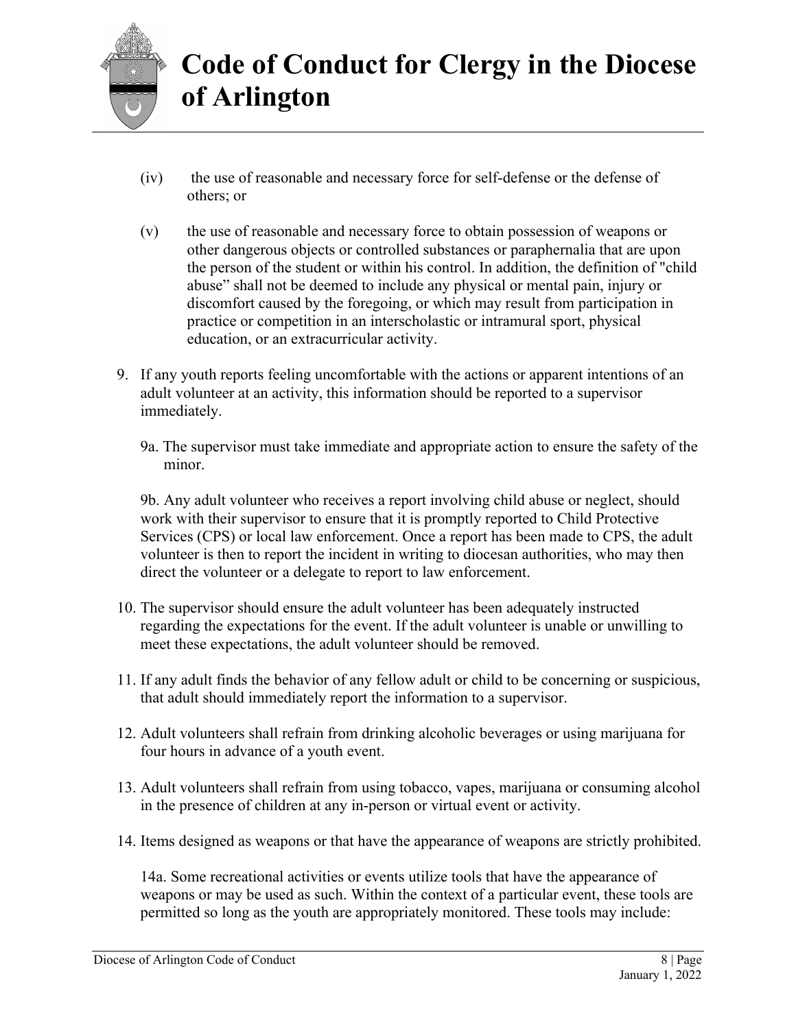(iv) the use of reasonable and necessary force for self-defense or the defense of others; or

(v) the use of reasonable and necessary force to obtain possession of weapons or other dangerous objects or controlled substances or paraphernalia that are upon the person of the student or within his control. In addition, the definition of "child abuse" shall not be deemed to include any physical or mental pain, injury or discomfort caused by the foregoing, or which may result from participation in practice or competition in an interscholastic or intramural sport, physical education, or an extracurricular activity.

9. If any youth reports feeling uncomfortable with the actions or apparent intentions of an adult volunteer at an activity, this information should be reported to a supervisor immediately.

   9a. The supervisor must take immediate and appropriate action to ensure the safety of the minor.

   9b. Any adult volunteer who receives a report involving child abuse or neglect, should work with their supervisor to ensure that it is promptly reported to Child Protective Services (CPS) or local law enforcement. Once a report has been made to CPS, the adult volunteer is then to report the incident in writing to diocesan authorities, who may then direct the volunteer or a delegate to report to law enforcement.

10. The supervisor should ensure the adult volunteer has been adequately instructed regarding the expectations for the event. If the adult volunteer is unable or unwilling to meet these expectations, the adult volunteer should be removed.

11. If any adult finds the behavior of any fellow adult or child to be concerning or suspicious, that adult should immediately report the information to a supervisor.

12. Adult volunteers shall refrain from drinking alcoholic beverages or using marijuana for four hours in advance of a youth event.

13. Adult volunteers shall refrain from using tobacco, vapes, marijuana or consuming alcohol in the presence of children at any in-person or virtual event or activity.

14. Items designed as weapons or that have the appearance of weapons are strictly prohibited.

   14a. Some recreational activities or events utilize tools that have the appearance of weapons or may be used as such. Within the context of a particular event, these tools are permitted so long as the youth are appropriately monitored. These tools may include: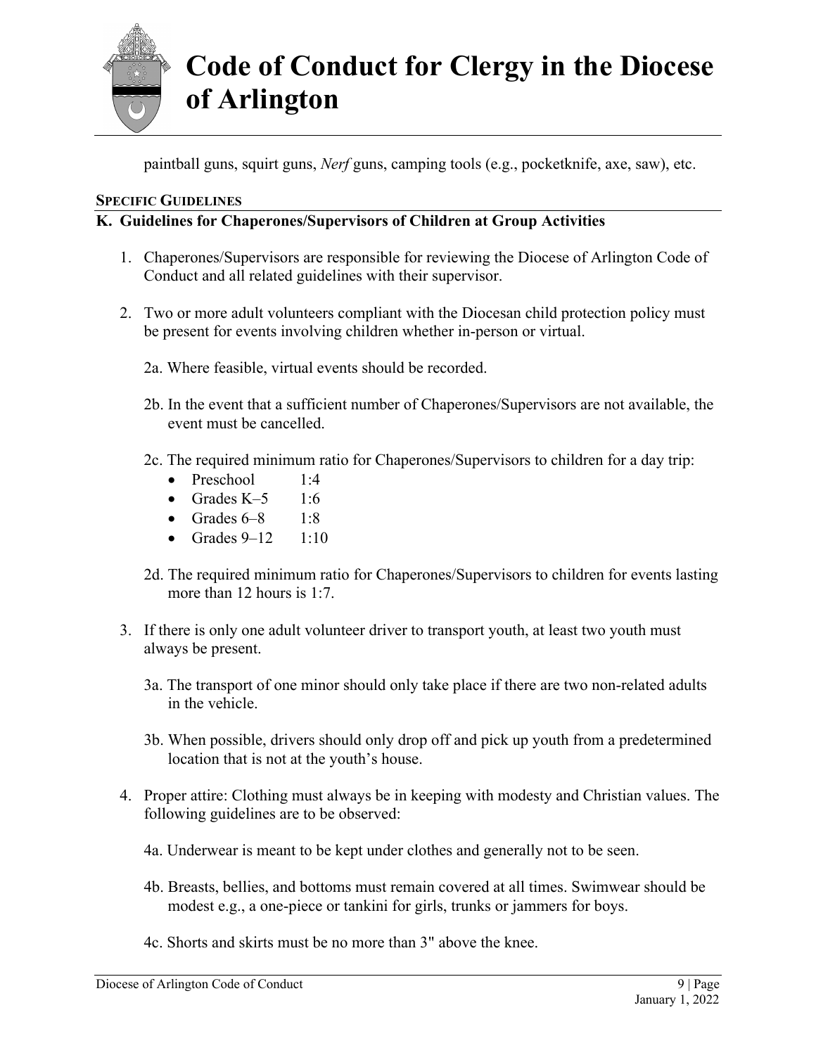paintball guns, squirt guns, *Nerf* guns, camping tools (e.g., pocketknife, axe, saw), etc.

**SPECIFIC GUIDELINES**

### K. Guidelines for Chaperones/Supervisors of Children at Group Activities

1. Chaperones/Supervisors are responsible for reviewing the Diocese of Arlington Code of Conduct and all related guidelines with their supervisor.

2. Two or more adult volunteers compliant with the Diocesan child protection policy must be present for events involving children whether in-person or virtual.

   2a. Where feasible, virtual events should be recorded.

   2b. In the event that a sufficient number of Chaperones/Supervisors are not available, the event must be cancelled.

   2c. The required minimum ratio for Chaperones/Supervisors to children for a day trip:
   - Preschool 1:4
   - Grades K–5 1:6
   - Grades 6–8 1:8
   - Grades 9–12 1:10

   2d. The required minimum ratio for Chaperones/Supervisors to children for events lasting more than 12 hours is 1:7.

3. If there is only one adult volunteer driver to transport youth, at least two youth must always be present.

   3a. The transport of one minor should only take place if there are two non-related adults in the vehicle.

   3b. When possible, drivers should only drop off and pick up youth from a predetermined location that is not at the youth's house.

4. Proper attire: Clothing must always be in keeping with modesty and Christian values. The following guidelines are to be observed:

   4a. Underwear is meant to be kept under clothes and generally not to be seen.

   4b. Breasts, bellies, and bottoms must remain covered at all times. Swimwear should be modest e.g., a one-piece or tankini for girls, trunks or jammers for boys.

   4c. Shorts and skirts must be no more than 3" above the knee.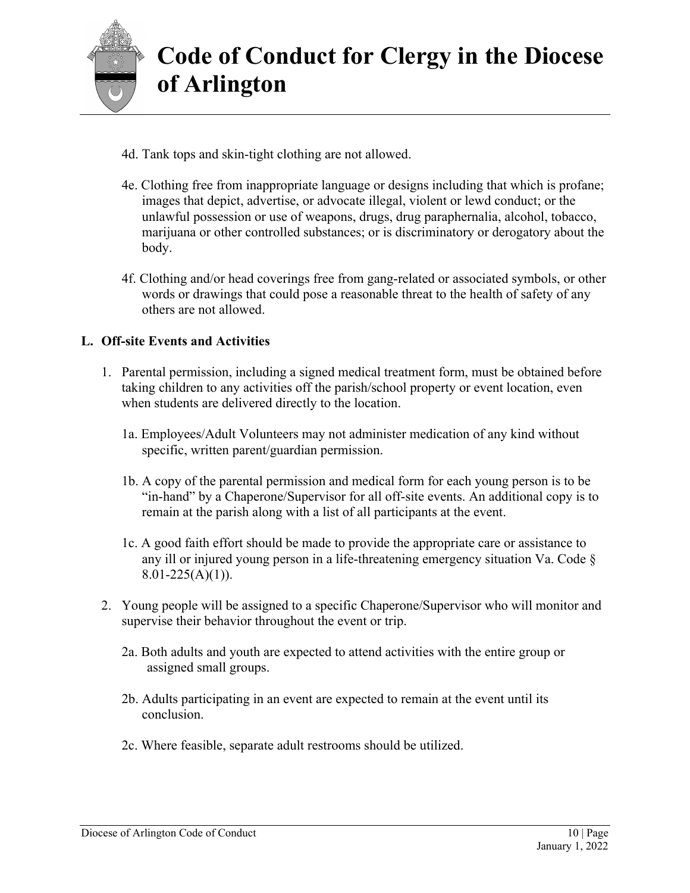4d. Tank tops and skin-tight clothing are not allowed.

4e. Clothing free from inappropriate language or designs including that which is profane; images that depict, advertise, or advocate illegal, violent or lewd conduct; or the unlawful possession or use of weapons, drugs, drug paraphernalia, alcohol, tobacco, marijuana or other controlled substances; or is discriminatory or derogatory about the body.

4f. Clothing and/or head coverings free from gang-related or associated symbols, or other words or drawings that could pose a reasonable threat to the health of safety of any others are not allowed.

**L. Off-site Events and Activities**

1. Parental permission, including a signed medical treatment form, must be obtained before taking children to any activities off the parish/school property or event location, even when students are delivered directly to the location.

   1a. Employees/Adult Volunteers may not administer medication of any kind without specific, written parent/guardian permission.

   1b. A copy of the parental permission and medical form for each young person is to be "in-hand" by a Chaperone/Supervisor for all off-site events. An additional copy is to remain at the parish along with a list of all participants at the event.

   1c. A good faith effort should be made to provide the appropriate care or assistance to any ill or injured young person in a life-threatening emergency situation Va. Code § 8.01-225(A)(1)).

2. Young people will be assigned to a specific Chaperone/Supervisor who will monitor and supervise their behavior throughout the event or trip.

   2a. Both adults and youth are expected to attend activities with the entire group or assigned small groups.

   2b. Adults participating in an event are expected to remain at the event until its conclusion.

   2c. Where feasible, separate adult restrooms should be utilized.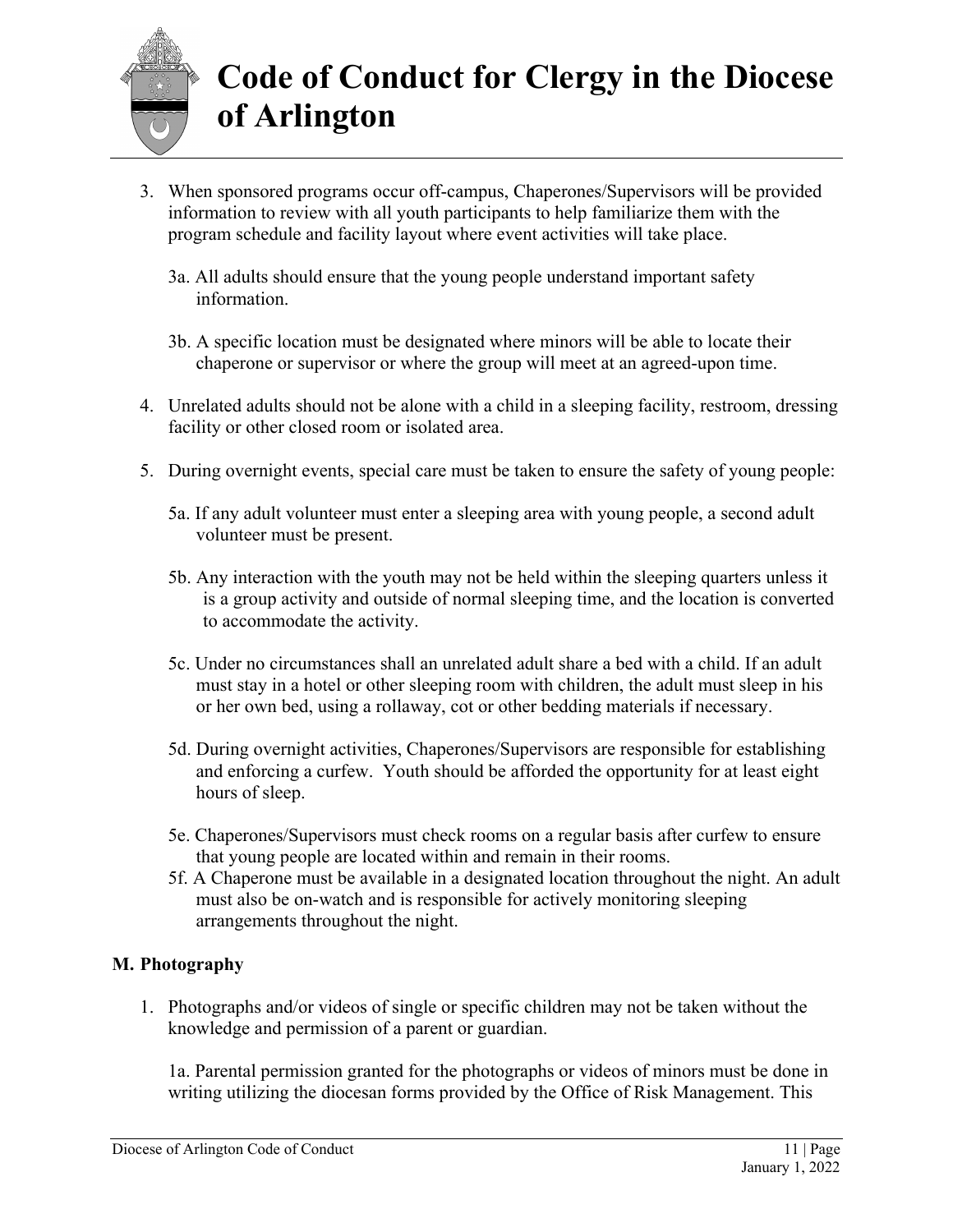3. When sponsored programs occur off-campus, Chaperones/Supervisors will be provided information to review with all youth participants to help familiarize them with the program schedule and facility layout where event activities will take place.

   3a. All adults should ensure that the young people understand important safety information.

   3b. A specific location must be designated where minors will be able to locate their chaperone or supervisor or where the group will meet at an agreed-upon time.

4. Unrelated adults should not be alone with a child in a sleeping facility, restroom, dressing facility or other closed room or isolated area.

5. During overnight events, special care must be taken to ensure the safety of young people:

   5a. If any adult volunteer must enter a sleeping area with young people, a second adult volunteer must be present.

   5b. Any interaction with the youth may not be held within the sleeping quarters unless it is a group activity and outside of normal sleeping time, and the location is converted to accommodate the activity.

   5c. Under no circumstances shall an unrelated adult share a bed with a child. If an adult must stay in a hotel or other sleeping room with children, the adult must sleep in his or her own bed, using a rollaway, cot or other bedding materials if necessary.

   5d. During overnight activities, Chaperones/Supervisors are responsible for establishing and enforcing a curfew. Youth should be afforded the opportunity for at least eight hours of sleep.

   5e. Chaperones/Supervisors must check rooms on a regular basis after curfew to ensure that young people are located within and remain in their rooms.

   5f. A Chaperone must be available in a designated location throughout the night. An adult must also be on-watch and is responsible for actively monitoring sleeping arrangements throughout the night.

## M. Photography

1. Photographs and/or videos of single or specific children may not be taken without the knowledge and permission of a parent or guardian.

   1a. Parental permission granted for the photographs or videos of minors must be done in writing utilizing the diocesan forms provided by the Office of Risk Management. This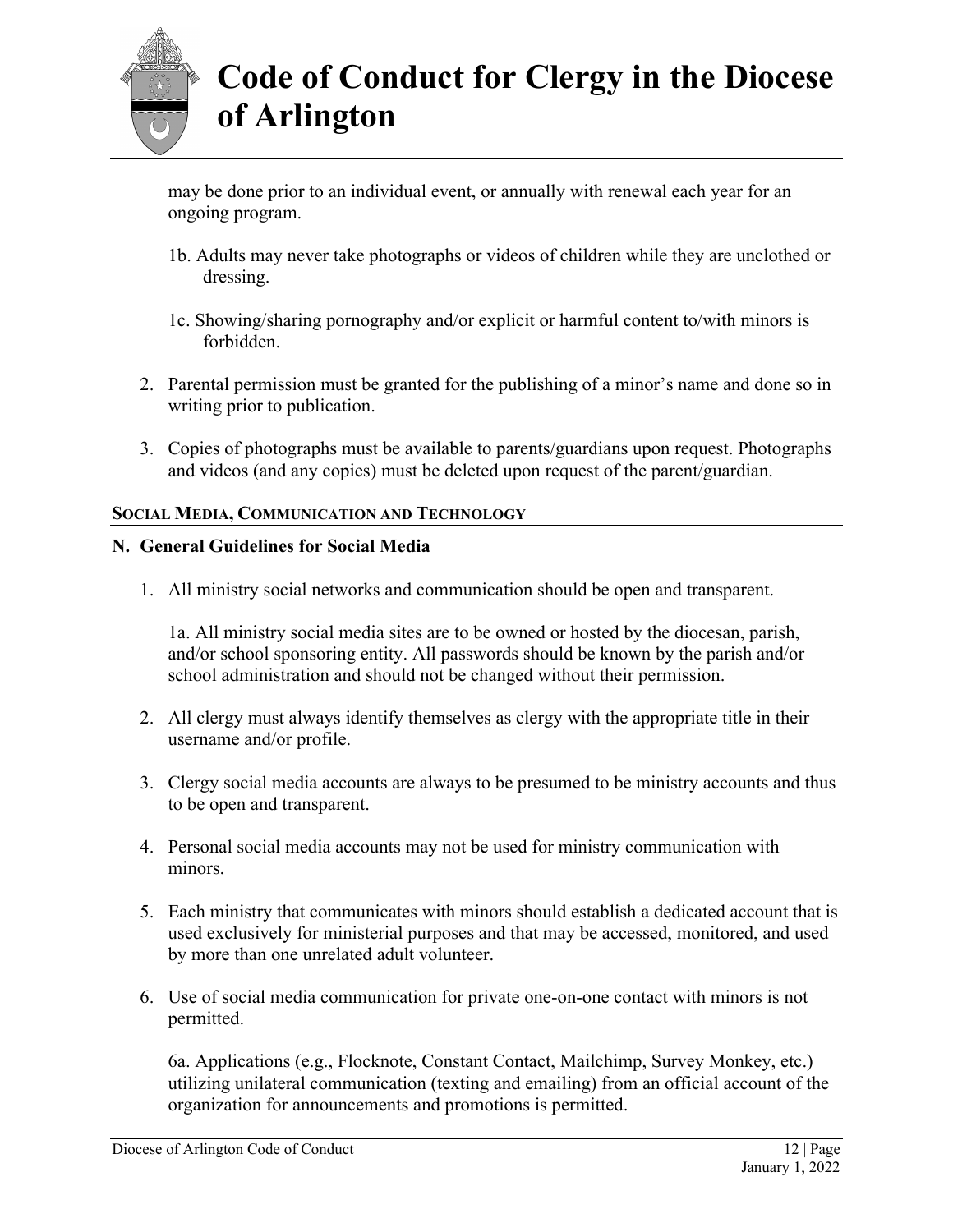may be done prior to an individual event, or annually with renewal each year for an ongoing program.

1b. Adults may never take photographs or videos of children while they are unclothed or dressing.

1c. Showing/sharing pornography and/or explicit or harmful content to/with minors is forbidden.

2. Parental permission must be granted for the publishing of a minor's name and done so in writing prior to publication.

3. Copies of photographs must be available to parents/guardians upon request. Photographs and videos (and any copies) must be deleted upon request of the parent/guardian.

## SOCIAL MEDIA, COMMUNICATION AND TECHNOLOGY

### N. General Guidelines for Social Media

1. All ministry social networks and communication should be open and transparent.

   1a. All ministry social media sites are to be owned or hosted by the diocesan, parish, and/or school sponsoring entity. All passwords should be known by the parish and/or school administration and should not be changed without their permission.

2. All clergy must always identify themselves as clergy with the appropriate title in their username and/or profile.

3. Clergy social media accounts are always to be presumed to be ministry accounts and thus to be open and transparent.

4. Personal social media accounts may not be used for ministry communication with minors.

5. Each ministry that communicates with minors should establish a dedicated account that is used exclusively for ministerial purposes and that may be accessed, monitored, and used by more than one unrelated adult volunteer.

6. Use of social media communication for private one-on-one contact with minors is not permitted.

   6a. Applications (e.g., Flocknote, Constant Contact, Mailchimp, Survey Monkey, etc.) utilizing unilateral communication (texting and emailing) from an official account of the organization for announcements and promotions is permitted.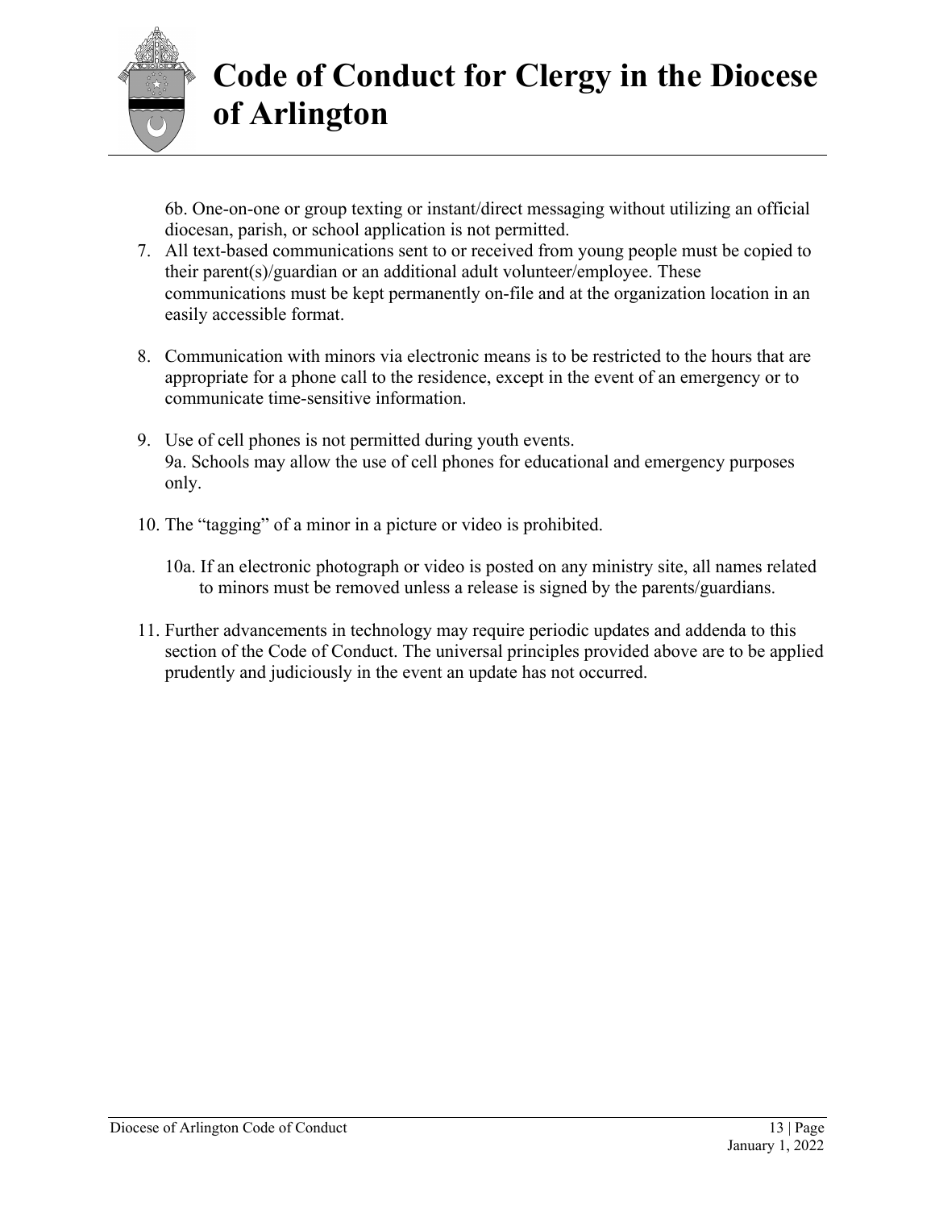6b. One-on-one or group texting or instant/direct messaging without utilizing an official diocesan, parish, or school application is not permitted.

7. All text-based communications sent to or received from young people must be copied to their parent(s)/guardian or an additional adult volunteer/employee. These communications must be kept permanently on-file and at the organization location in an easily accessible format.

8. Communication with minors via electronic means is to be restricted to the hours that are appropriate for a phone call to the residence, except in the event of an emergency or to communicate time-sensitive information.

9. Use of cell phones is not permitted during youth events.
   9a. Schools may allow the use of cell phones for educational and emergency purposes only.

10. The "tagging" of a minor in a picture or video is prohibited.

    10a. If an electronic photograph or video is posted on any ministry site, all names related to minors must be removed unless a release is signed by the parents/guardians.

11. Further advancements in technology may require periodic updates and addenda to this section of the Code of Conduct. The universal principles provided above are to be applied prudently and judiciously in the event an update has not occurred.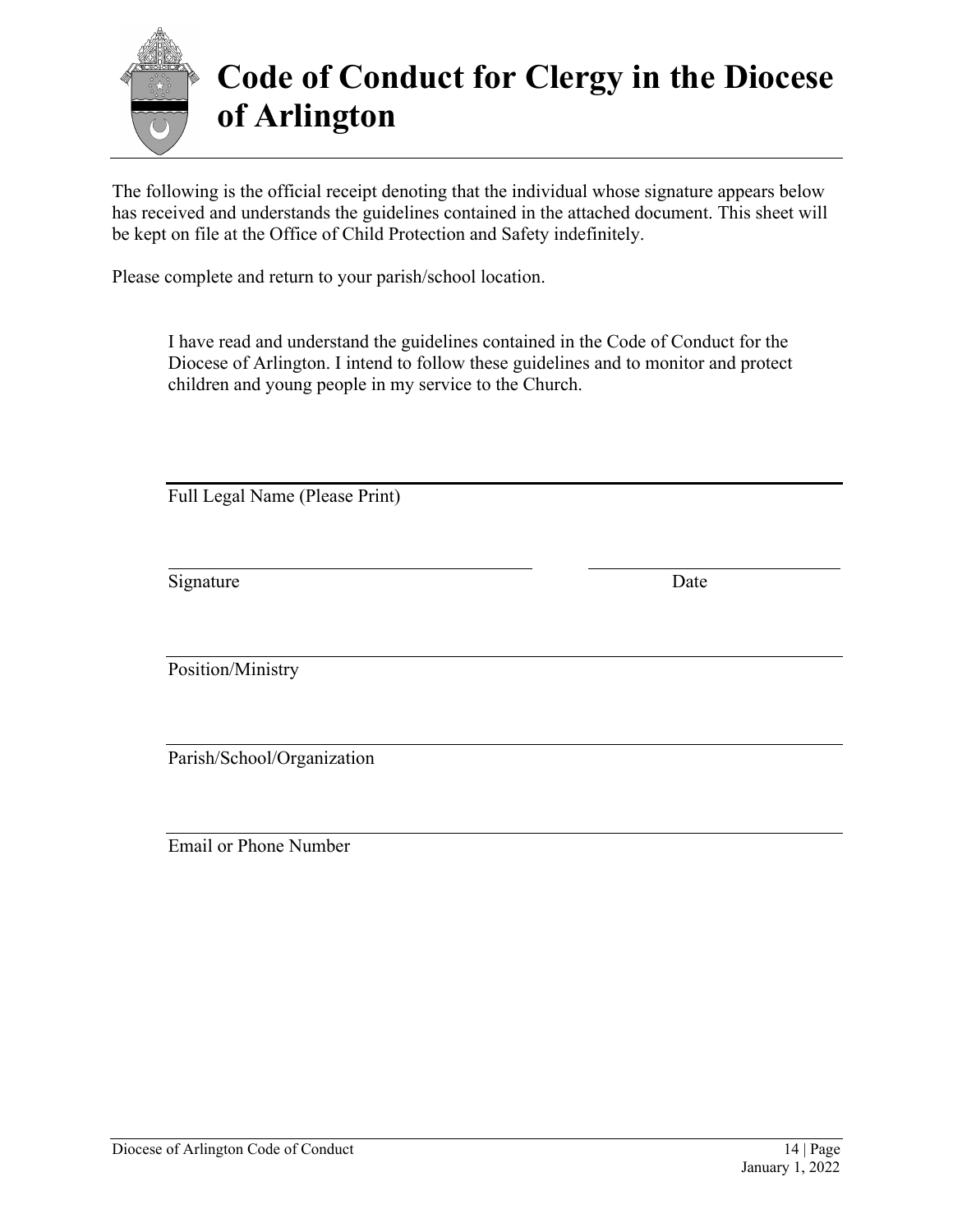# Code of Conduct for Clergy in the Diocese of Arlington

The following is the official receipt denoting that the individual whose signature appears below has received and understands the guidelines contained in the attached document. This sheet will be kept on file at the Office of Child Protection and Safety indefinitely.

Please complete and return to your parish/school location.

I have read and understand the guidelines contained in the Code of Conduct for the Diocese of Arlington. I intend to follow these guidelines and to monitor and protect children and young people in my service to the Church.

______________________________________
Full Legal Name (Please Print)

______________________________________ ____________________
Signature Date

______________________________________
Position/Ministry

______________________________________
Parish/School/Organization

______________________________________
Email or Phone Number